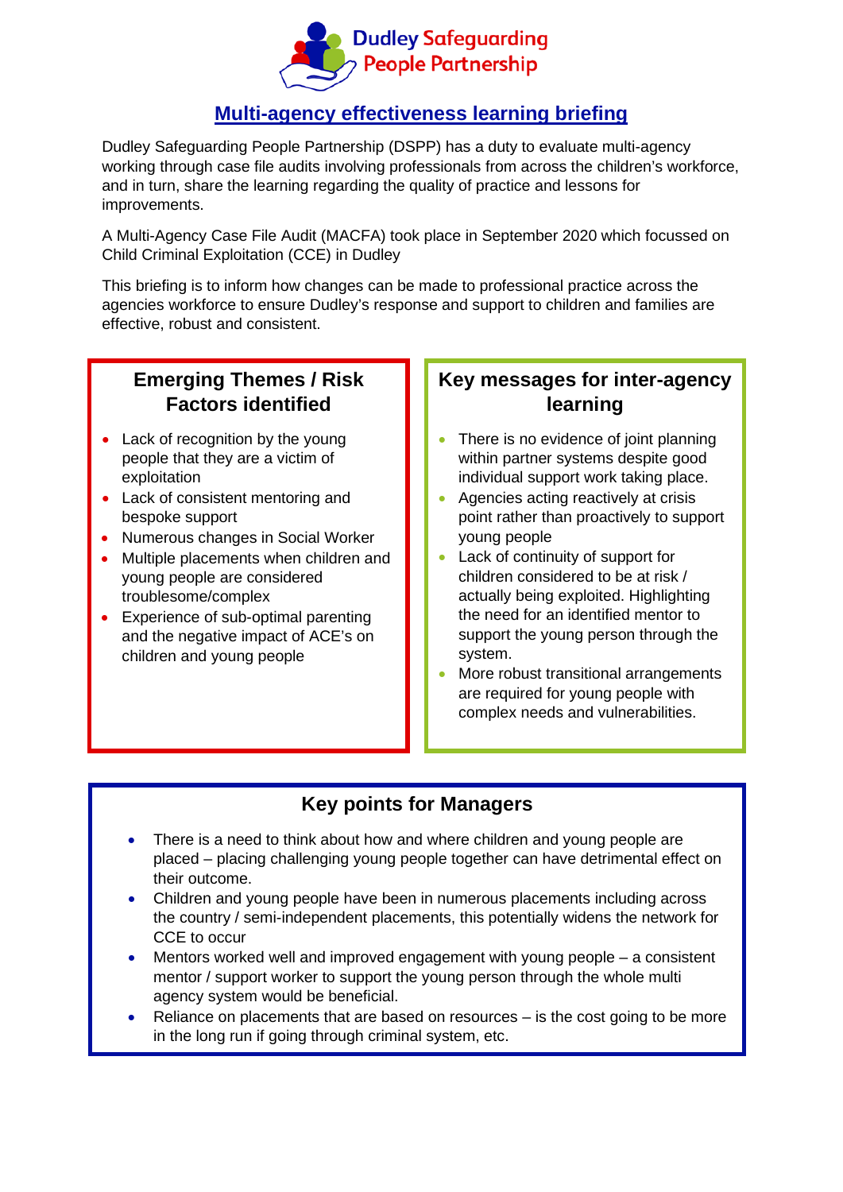Dudley Safeguarding People Partnership

# Multi-agency effectiveness learning briefing

Dudley Safeguarding People Partnership (DSPP) has a duty to evaluate multi-agency working through case file audits involving professionals from across the children's workforce, and in turn, share the learning regarding the quality of practice and lessons for improvements.

A Multi-Agency Case File Audit (MACFA) took place in September 2020 which focussed on Child Criminal Exploitation (CCE) in Dudley

This briefing is to inform how changes can be made to professional practice across the agencies workforce to ensure Dudley's response and support to children and families are effective, robust and consistent.

## Emerging Themes / Risk Factors identified

- Lack of recognition by the young people that they are a victim of exploitation
- Lack of consistent mentoring and bespoke support
- Numerous changes in Social Worker
- Multiple placements when children and young people are considered troublesome/complex
- Experience of sub-optimal parenting and the negative impact of ACE's on children and young people

## Key messages for inter-agency learning

- There is no evidence of joint planning within partner systems despite good individual support work taking place.
- Agencies acting reactively at crisis point rather than proactively to support young people
- Lack of continuity of support for children considered to be at risk / actually being exploited. Highlighting the need for an identified mentor to support the young person through the system.
- More robust transitional arrangements are required for young people with complex needs and vulnerabilities.

## Key points for Managers

- There is a need to think about how and where children and young people are placed – placing challenging young people together can have detrimental effect on their outcome.
- Children and young people have been in numerous placements including across the country / semi-independent placements, this potentially widens the network for CCE to occur
- Mentors worked well and improved engagement with young people – a consistent mentor / support worker to support the young person through the whole multi agency system would be beneficial.
- Reliance on placements that are based on resources – is the cost going to be more in the long run if going through criminal system, etc.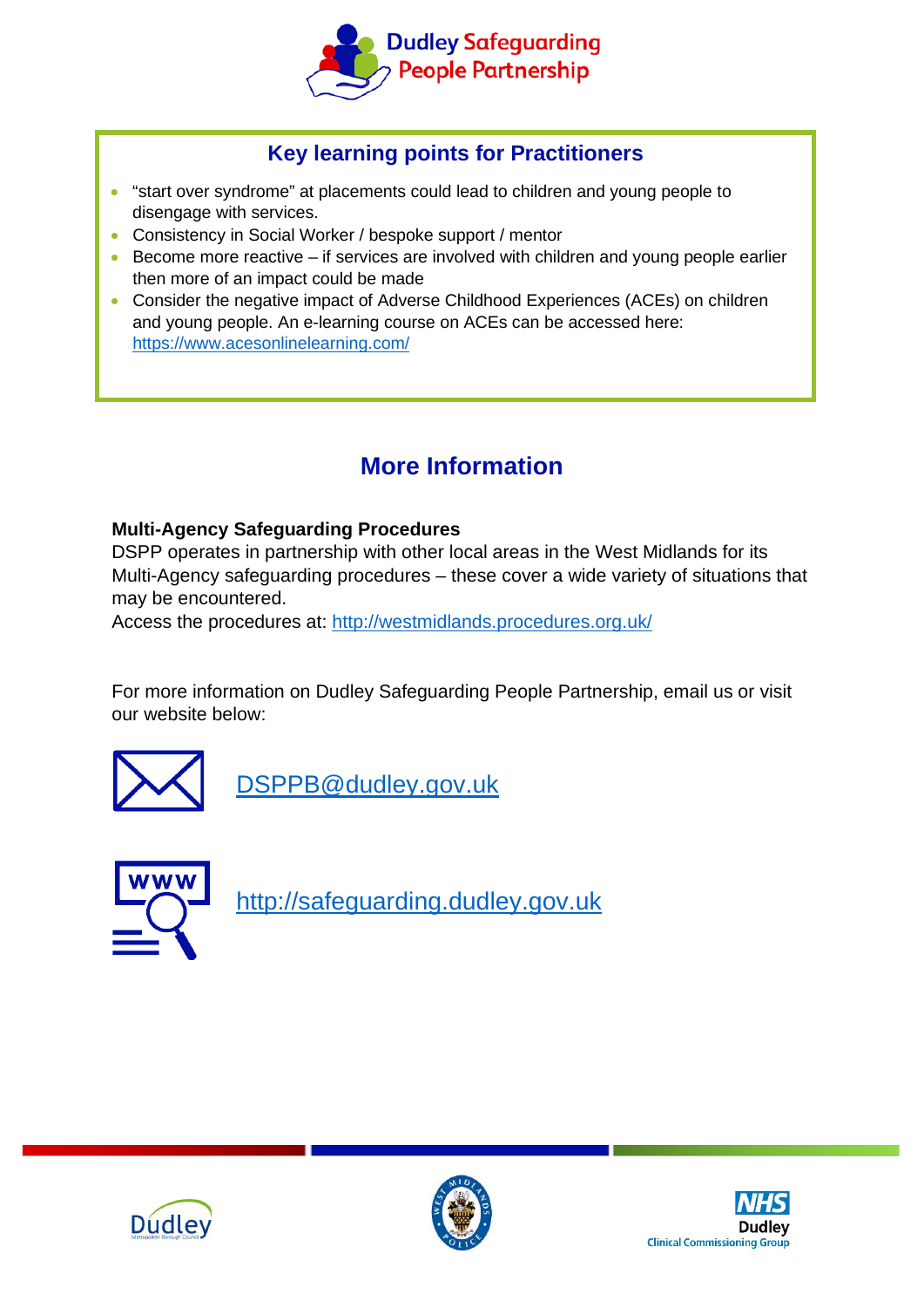## Key learning points for Practitioners

- "start over syndrome" at placements could lead to children and young people to disengage with services.
- Consistency in Social Worker / bespoke support / mentor
- Become more reactive – if services are involved with children and young people earlier then more of an impact could be made
- Consider the negative impact of Adverse Childhood Experiences (ACEs) on children and young people. An e-learning course on ACEs can be accessed here: https://www.acesonlinelearning.com/

## More Information

**Multi-Agency Safeguarding Procedures**

DSPP operates in partnership with other local areas in the West Midlands for its Multi-Agency safeguarding procedures – these cover a wide variety of situations that may be encountered.

Access the procedures at: http://westmidlands.procedures.org.uk/

For more information on Dudley Safeguarding People Partnership, email us or visit our website below:

DSPPB@dudley.gov.uk

http://safeguarding.dudley.gov.uk